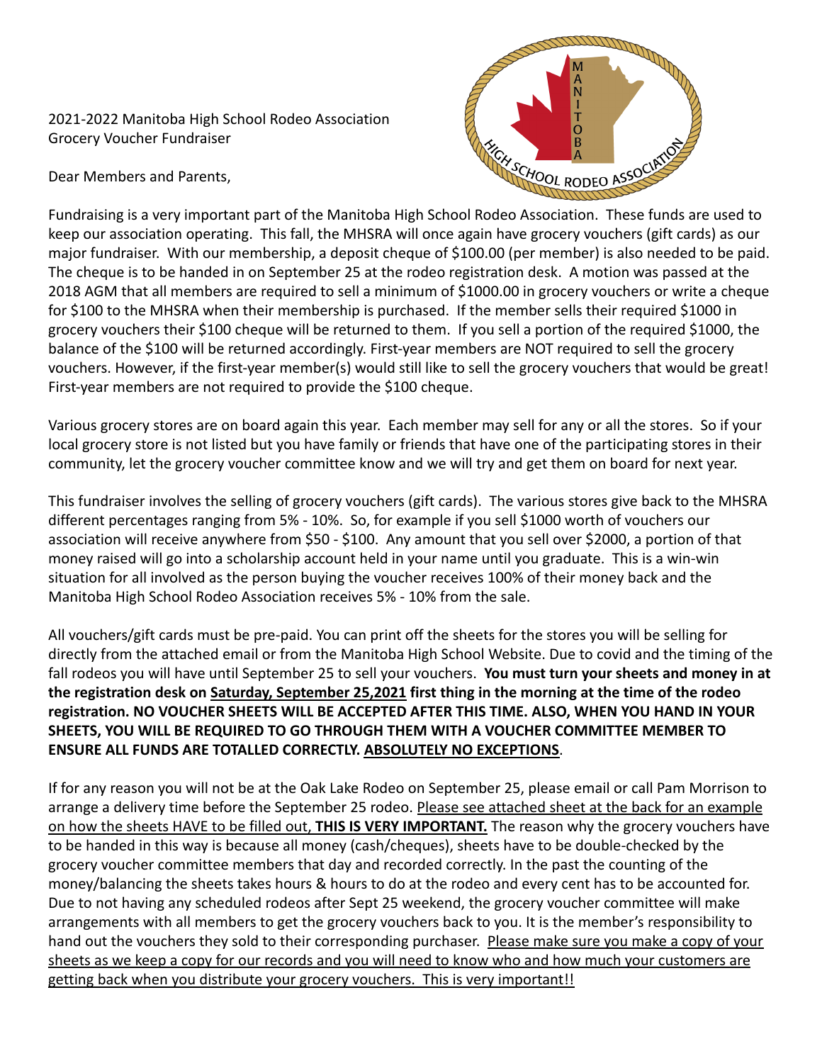2021-2022 Manitoba High School Rodeo Association
Grocery Voucher Fundraiser

Dear Members and Parents,

Fundraising is a very important part of the Manitoba High School Rodeo Association. These funds are used to keep our association operating. This fall, the MHSRA will once again have grocery vouchers (gift cards) as our major fundraiser. With our membership, a deposit cheque of $100.00 (per member) is also needed to be paid. The cheque is to be handed in on September 25 at the rodeo registration desk. A motion was passed at the 2018 AGM that all members are required to sell a minimum of $1000.00 in grocery vouchers or write a cheque for $100 to the MHSRA when their membership is purchased. If the member sells their required $1000 in grocery vouchers their $100 cheque will be returned to them. If you sell a portion of the required $1000, the balance of the $100 will be returned accordingly. First-year members are NOT required to sell the grocery vouchers. However, if the first-year member(s) would still like to sell the grocery vouchers that would be great! First-year members are not required to provide the $100 cheque.

Various grocery stores are on board again this year. Each member may sell for any or all the stores. So if your local grocery store is not listed but you have family or friends that have one of the participating stores in their community, let the grocery voucher committee know and we will try and get them on board for next year.

This fundraiser involves the selling of grocery vouchers (gift cards). The various stores give back to the MHSRA different percentages ranging from 5% - 10%. So, for example if you sell $1000 worth of vouchers our association will receive anywhere from $50 - $100. Any amount that you sell over $2000, a portion of that money raised will go into a scholarship account held in your name until you graduate. This is a win-win situation for all involved as the person buying the voucher receives 100% of their money back and the Manitoba High School Rodeo Association receives 5% - 10% from the sale.

All vouchers/gift cards must be pre-paid. You can print off the sheets for the stores you will be selling for directly from the attached email or from the Manitoba High School Website. Due to covid and the timing of the fall rodeos you will have until September 25 to sell your vouchers. **You must turn your sheets and money in at the registration desk on <u>Saturday, September 25,2021</u> first thing in the morning at the time of the rodeo registration. NO VOUCHER SHEETS WILL BE ACCEPTED AFTER THIS TIME. ALSO, WHEN YOU HAND IN YOUR SHEETS, YOU WILL BE REQUIRED TO GO THROUGH THEM WITH A VOUCHER COMMITTEE MEMBER TO ENSURE ALL FUNDS ARE TOTALLED CORRECTLY. <u>ABSOLUTELY NO EXCEPTIONS</u>**.

If for any reason you will not be at the Oak Lake Rodeo on September 25, please email or call Pam Morrison to arrange a delivery time before the September 25 rodeo. <u>Please see attached sheet at the back for an example on how the sheets HAVE to be filled out, **THIS IS VERY IMPORTANT.**</u> The reason why the grocery vouchers have to be handed in this way is because all money (cash/cheques), sheets have to be double-checked by the grocery voucher committee members that day and recorded correctly. In the past the counting of the money/balancing the sheets takes hours & hours to do at the rodeo and every cent has to be accounted for. Due to not having any scheduled rodeos after Sept 25 weekend, the grocery voucher committee will make arrangements with all members to get the grocery vouchers back to you. It is the member's responsibility to hand out the vouchers they sold to their corresponding purchaser. <u>Please make sure you make a copy of your sheets as we keep a copy for our records and you will need to know who and how much your customers are getting back when you distribute your grocery vouchers. This is very important!!</u>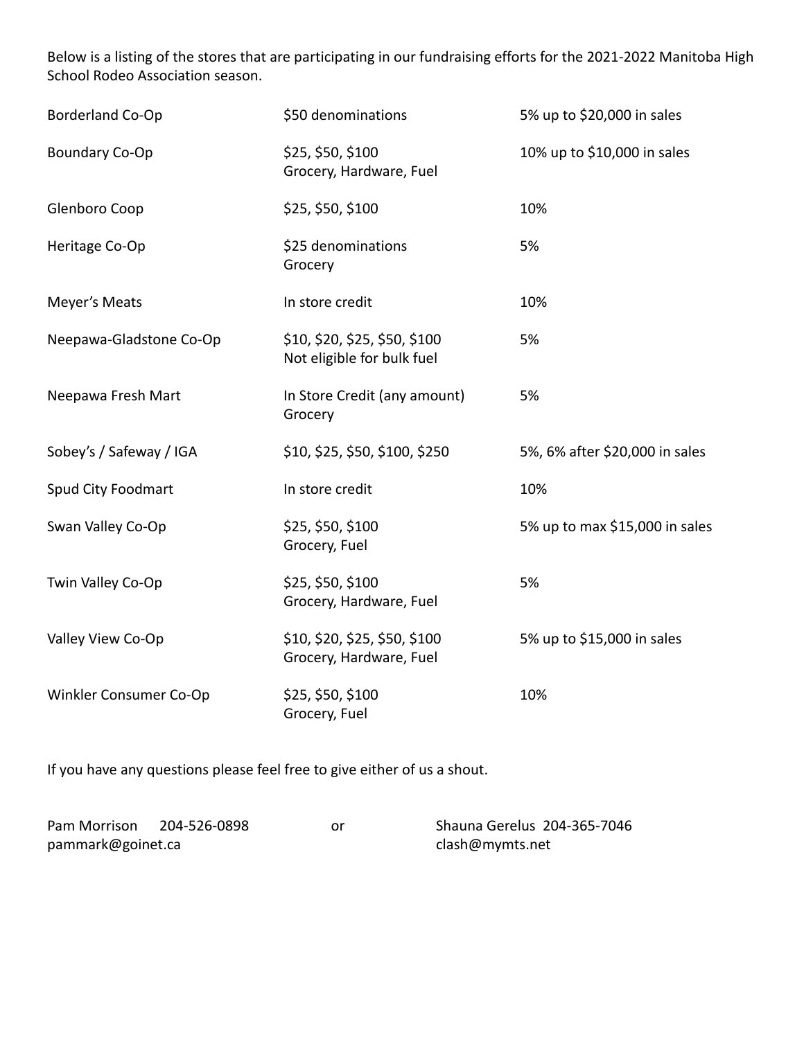Below is a listing of the stores that are participating in our fundraising efforts for the 2021-2022 Manitoba High School Rodeo Association season.

| | | |
|---|---|---|
| Borderland Co-Op | $50 denominations | 5% up to $20,000 in sales |
| Boundary Co-Op | $25, $50, $100<br>Grocery, Hardware, Fuel | 10% up to $10,000 in sales |
| Glenboro Coop | $25, $50, $100 | 10% |
| Heritage Co-Op | $25 denominations<br>Grocery | 5% |
| Meyer's Meats | In store credit | 10% |
| Neepawa-Gladstone Co-Op | $10, $20, $25, $50, $100<br>Not eligible for bulk fuel | 5% |
| Neepawa Fresh Mart | In Store Credit (any amount)<br>Grocery | 5% |
| Sobey's / Safeway / IGA | $10, $25, $50, $100, $250 | 5%, 6% after $20,000 in sales |
| Spud City Foodmart | In store credit | 10% |
| Swan Valley Co-Op | $25, $50, $100<br>Grocery, Fuel | 5% up to max $15,000 in sales |
| Twin Valley Co-Op | $25, $50, $100<br>Grocery, Hardware, Fuel | 5% |
| Valley View Co-Op | $10, $20, $25, $50, $100<br>Grocery, Hardware, Fuel | 5% up to $15,000 in sales |
| Winkler Consumer Co-Op | $25, $50, $100<br>Grocery, Fuel | 10% |

If you have any questions please feel free to give either of us a shout.

Pam Morrison 204-526-0898
pammark@goinet.ca

or

Shauna Gerelus 204-365-7046
clash@mymts.net